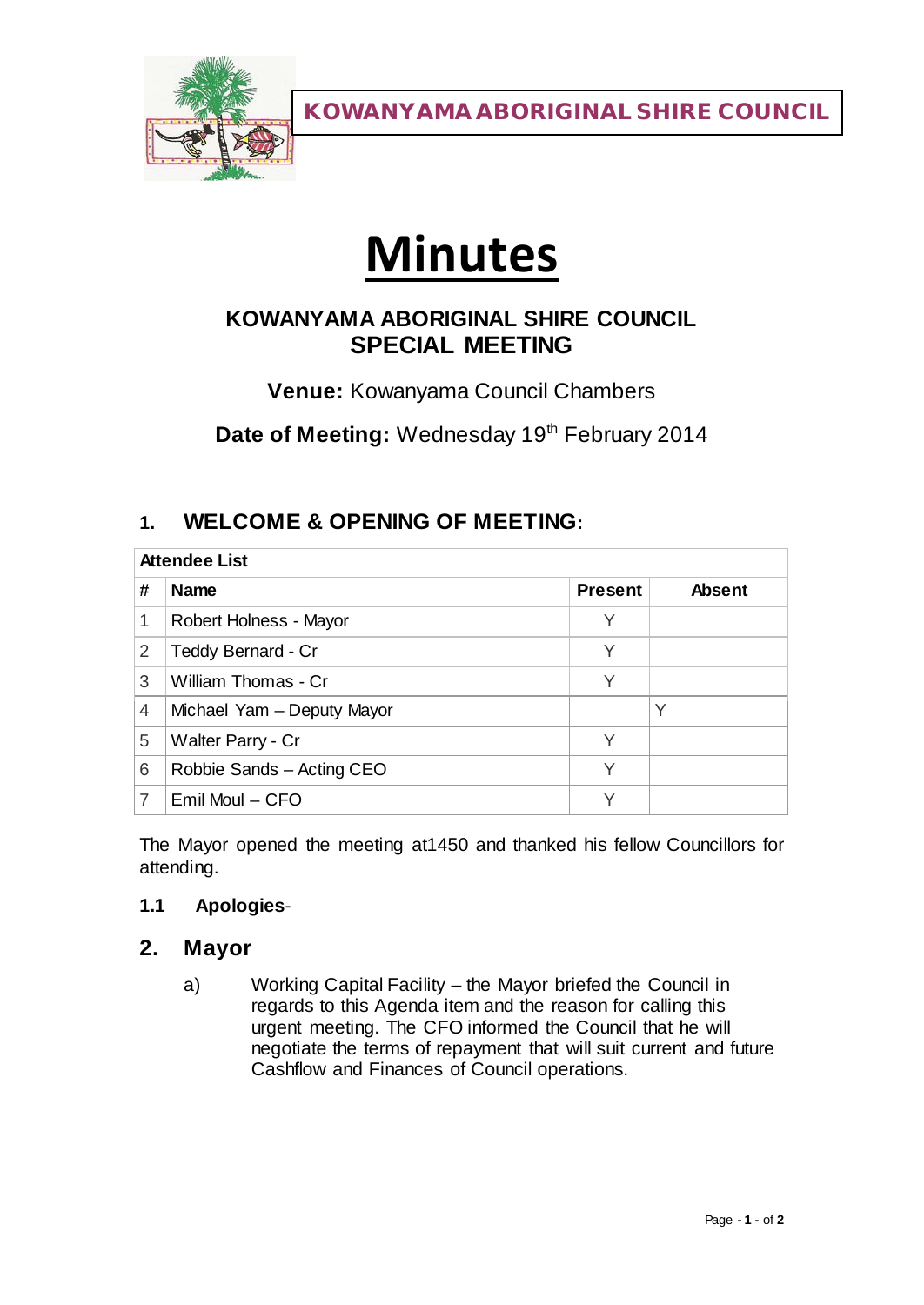KOWANYAMA ABORIGINAL SHIRE COUNCIL

# Minutes

## KOWANYAMA ABORIGINAL SHIRE COUNCIL SPECIAL MEETING

**Venue:** Kowanyama Council Chambers

**Date of Meeting:** Wednesday 19th February 2014

## 1. WELCOME & OPENING OF MEETING:

| Attendee List | | | |
|---|---|---|---|
| **#** | **Name** | **Present** | **Absent** |
| 1 | Robert Holness - Mayor | Y | |
| 2 | Teddy Bernard - Cr | Y | |
| 3 | William Thomas - Cr | Y | |
| 4 | Michael Yam – Deputy Mayor | | Y |
| 5 | Walter Parry - Cr | Y | |
| 6 | Robbie Sands – Acting CEO | Y | |
| 7 | Emil Moul – CFO | Y | |

The Mayor opened the meeting at1450 and thanked his fellow Councillors for attending.

**1.1 Apologies**-

## 2. Mayor

a) Working Capital Facility – the Mayor briefed the Council in regards to this Agenda item and the reason for calling this urgent meeting. The CFO informed the Council that he will negotiate the terms of repayment that will suit current and future Cashflow and Finances of Council operations.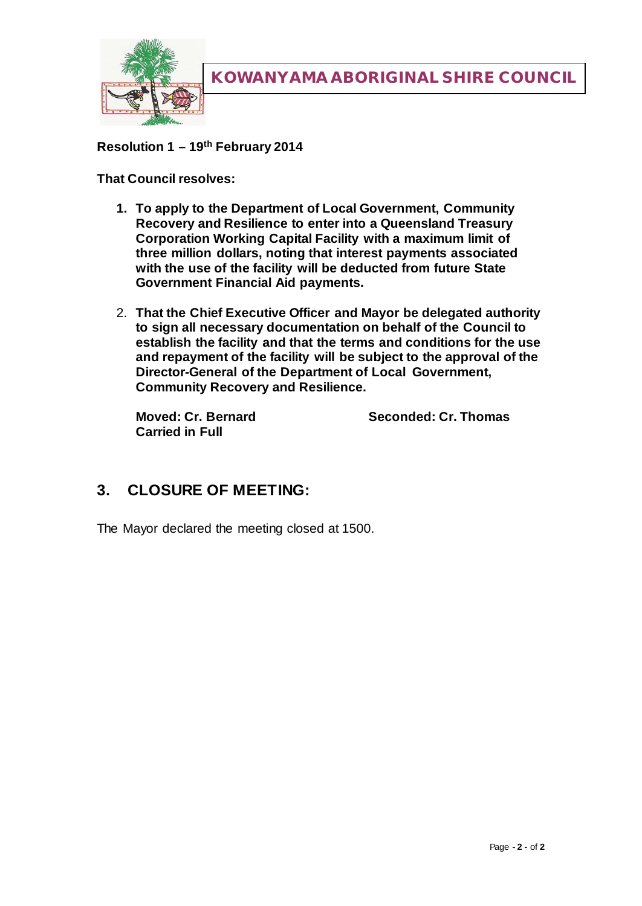# KOWANYAMA ABORIGINAL SHIRE COUNCIL

**Resolution 1 – 19th February 2014**

**That Council resolves:**

1. **To apply to the Department of Local Government, Community Recovery and Resilience to enter into a Queensland Treasury Corporation Working Capital Facility with a maximum limit of three million dollars, noting that interest payments associated with the use of the facility will be deducted from future State Government Financial Aid payments.**

2. **That the Chief Executive Officer and Mayor be delegated authority to sign all necessary documentation on behalf of the Council to establish the facility and that the terms and conditions for the use and repayment of the facility will be subject to the approval of the Director-General of the Department of Local Government, Community Recovery and Resilience.**

**Moved: Cr. Bernard** **Seconded: Cr. Thomas**
**Carried in Full**

## 3. CLOSURE OF MEETING:

The Mayor declared the meeting closed at 1500.